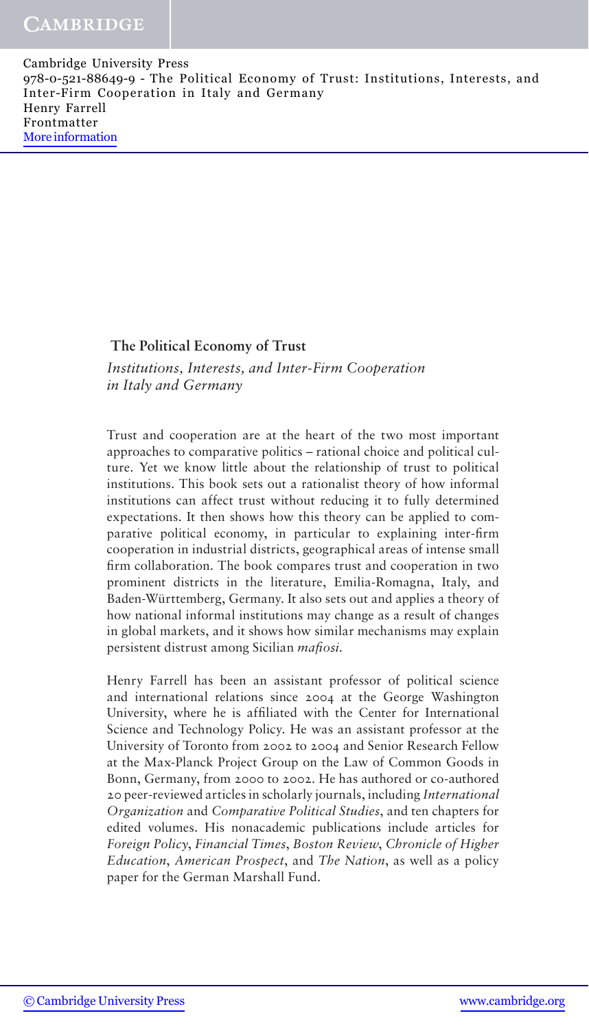# The Political Economy of Trust

*Institutions, Interests, and Inter-Firm Cooperation in Italy and Germany*

Trust and cooperation are at the heart of the two most important approaches to comparative politics – rational choice and political culture. Yet we know little about the relationship of trust to political institutions. This book sets out a rationalist theory of how informal institutions can affect trust without reducing it to fully determined expectations. It then shows how this theory can be applied to comparative political economy, in particular to explaining inter-firm cooperation in industrial districts, geographical areas of intense small firm collaboration. The book compares trust and cooperation in two prominent districts in the literature, Emilia-Romagna, Italy, and Baden-Württemberg, Germany. It also sets out and applies a theory of how national informal institutions may change as a result of changes in global markets, and it shows how similar mechanisms may explain persistent distrust among Sicilian *mafiosi*.

Henry Farrell has been an assistant professor of political science and international relations since 2004 at the George Washington University, where he is affiliated with the Center for International Science and Technology Policy. He was an assistant professor at the University of Toronto from 2002 to 2004 and Senior Research Fellow at the Max-Planck Project Group on the Law of Common Goods in Bonn, Germany, from 2000 to 2002. He has authored or co-authored 20 peer-reviewed articles in scholarly journals, including *International Organization* and *Comparative Political Studies*, and ten chapters for edited volumes. His nonacademic publications include articles for *Foreign Policy*, *Financial Times*, *Boston Review*, *Chronicle of Higher Education*, *American Prospect*, and *The Nation*, as well as a policy paper for the German Marshall Fund.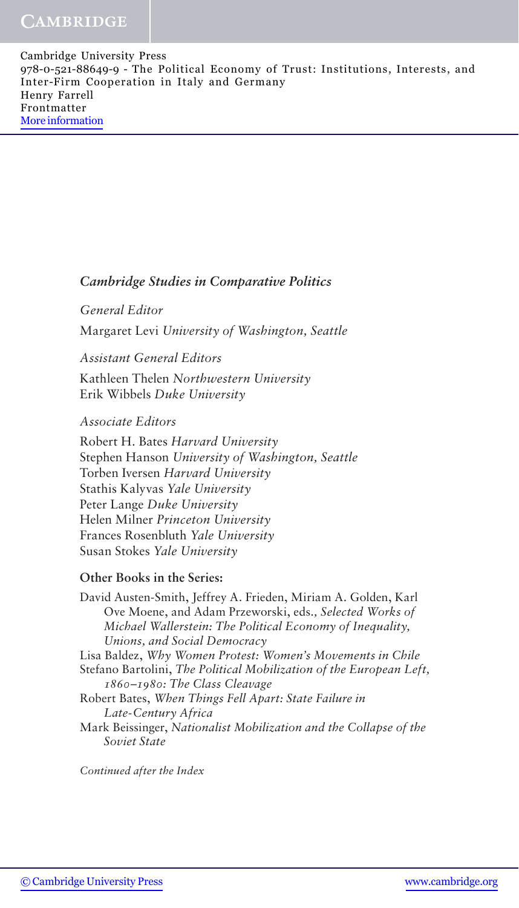*Cambridge Studies in Comparative Politics*

*General Editor*

Margaret Levi *University of Washington, Seattle*

*Assistant General Editors*

Kathleen Thelen *Northwestern University*
Erik Wibbels *Duke University*

*Associate Editors*

Robert H. Bates *Harvard University*
Stephen Hanson *University of Washington, Seattle*
Torben Iversen *Harvard University*
Stathis Kalyvas *Yale University*
Peter Lange *Duke University*
Helen Milner *Princeton University*
Frances Rosenbluth *Yale University*
Susan Stokes *Yale University*

**Other Books in the Series:**

David Austen-Smith, Jeffrey A. Frieden, Miriam A. Golden, Karl Ove Moene, and Adam Przeworski, eds., *Selected Works of Michael Wallerstein: The Political Economy of Inequality, Unions, and Social Democracy*

Lisa Baldez, *Why Women Protest: Women's Movements in Chile*

Stefano Bartolini, *The Political Mobilization of the European Left, 1860–1980: The Class Cleavage*

Robert Bates, *When Things Fell Apart: State Failure in Late-Century Africa*

Mark Beissinger, *Nationalist Mobilization and the Collapse of the Soviet State*

*Continued after the Index*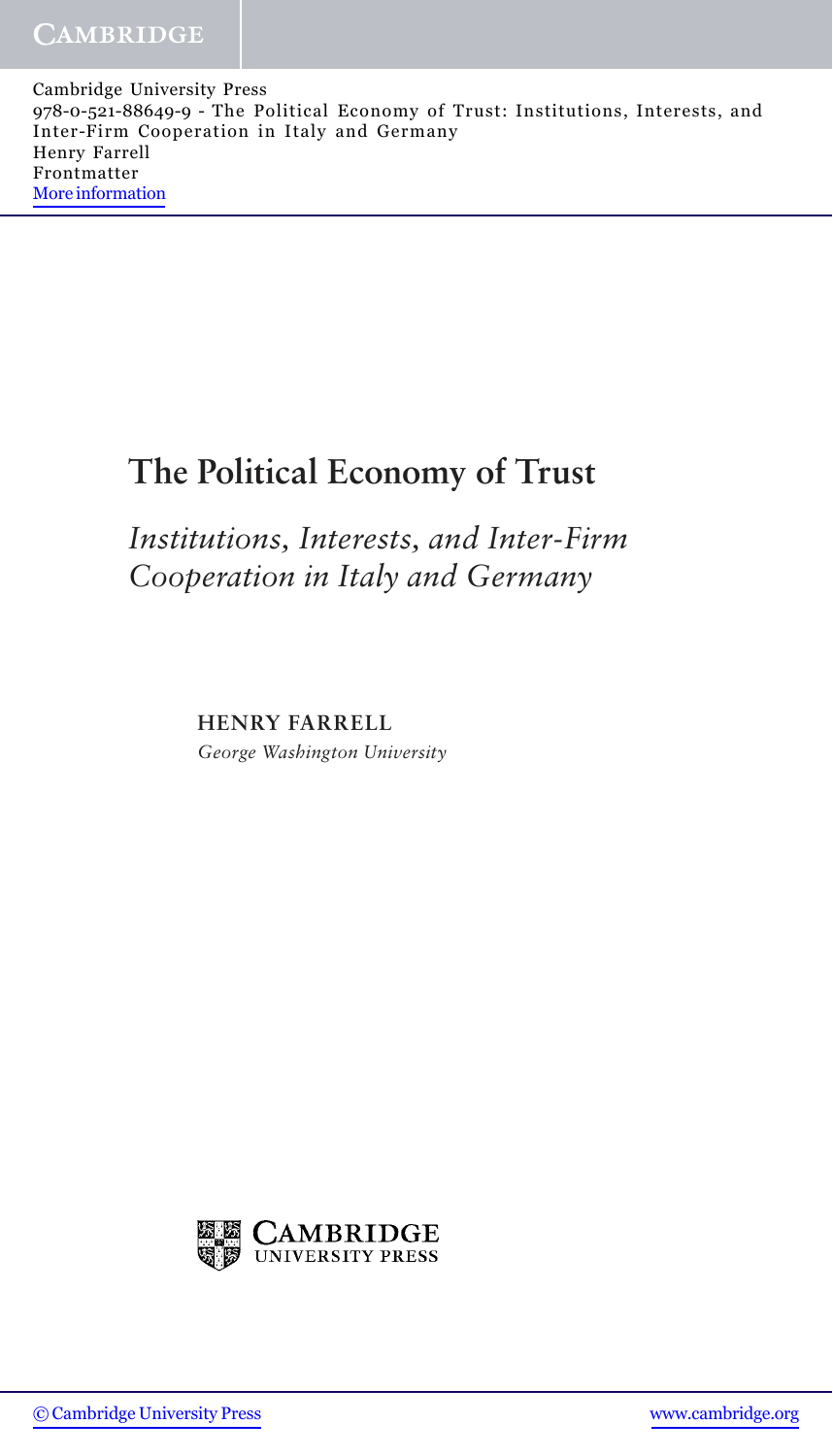# The Political Economy of Trust

*Institutions, Interests, and Inter-Firm Cooperation in Italy and Germany*

**HENRY FARRELL**

*George Washington University*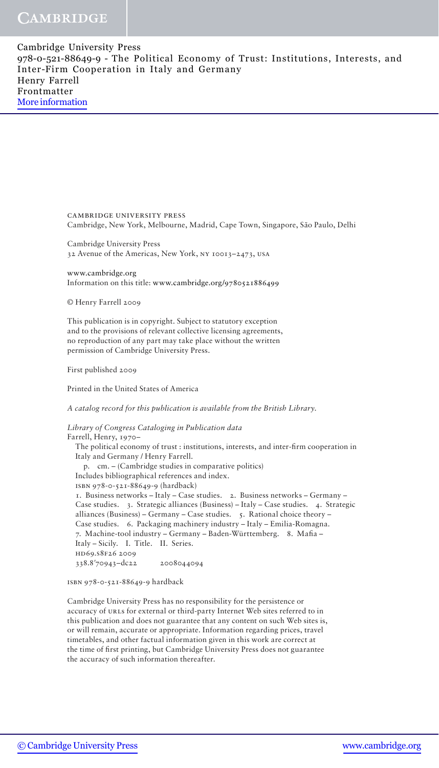cambridge university press
Cambridge, New York, Melbourne, Madrid, Cape Town, Singapore, São Paulo, Delhi

Cambridge University Press
32 Avenue of the Americas, New York, ny 10013–2473, usa

www.cambridge.org
Information on this title: www.cambridge.org/9780521886499

© Henry Farrell 2009

This publication is in copyright. Subject to statutory exception
and to the provisions of relevant collective licensing agreements,
no reproduction of any part may take place without the written
permission of Cambridge University Press.

First published 2009

Printed in the United States of America

*A catalog record for this publication is available from the British Library.*

*Library of Congress Cataloging in Publication data*
Farrell, Henry, 1970–
The political economy of trust : institutions, interests, and inter-firm cooperation in Italy and Germany / Henry Farrell.
p. cm. – (Cambridge studies in comparative politics)
Includes bibliographical references and index.
isbn 978-0-521-88649-9 (hardback)
1. Business networks – Italy – Case studies. 2. Business networks – Germany – Case studies. 3. Strategic alliances (Business) – Italy – Case studies. 4. Strategic alliances (Business) – Germany – Case studies. 5. Rational choice theory – Case studies. 6. Packaging machinery industry – Italy – Emilia-Romagna. 7. Machine-tool industry – Germany – Baden-Württemberg. 8. Mafia – Italy – Sicily. I. Title. II. Series.
hd69.s8f26 2009
338.8′70943–dc22 2008044094

isbn 978-0-521-88649-9 hardback

Cambridge University Press has no responsibility for the persistence or accuracy of urls for external or third-party Internet Web sites referred to in this publication and does not guarantee that any content on such Web sites is, or will remain, accurate or appropriate. Information regarding prices, travel timetables, and other factual information given in this work are correct at the time of first printing, but Cambridge University Press does not guarantee the accuracy of such information thereafter.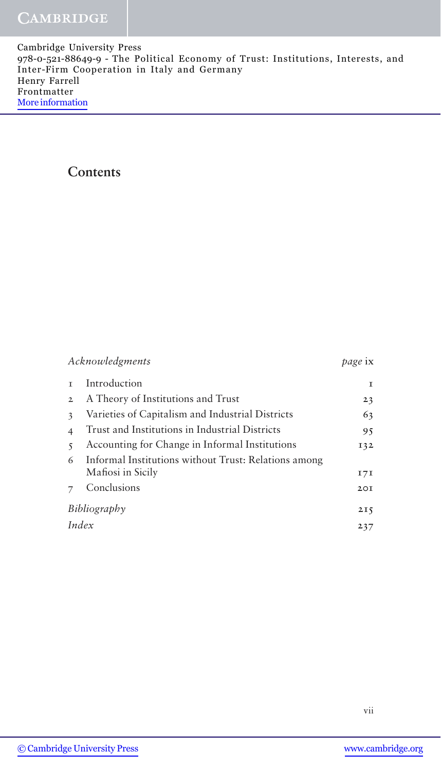## Contents

| | | |
|---|---|---|
| *Acknowledgments* | | *page* ix |
| 1 | Introduction | 1 |
| 2 | A Theory of Institutions and Trust | 23 |
| 3 | Varieties of Capitalism and Industrial Districts | 63 |
| 4 | Trust and Institutions in Industrial Districts | 95 |
| 5 | Accounting for Change in Informal Institutions | 132 |
| 6 | Informal Institutions without Trust: Relations among Mafiosi in Sicily | 171 |
| 7 | Conclusions | 201 |
| *Bibliography* | | 215 |
| *Index* | | 237 |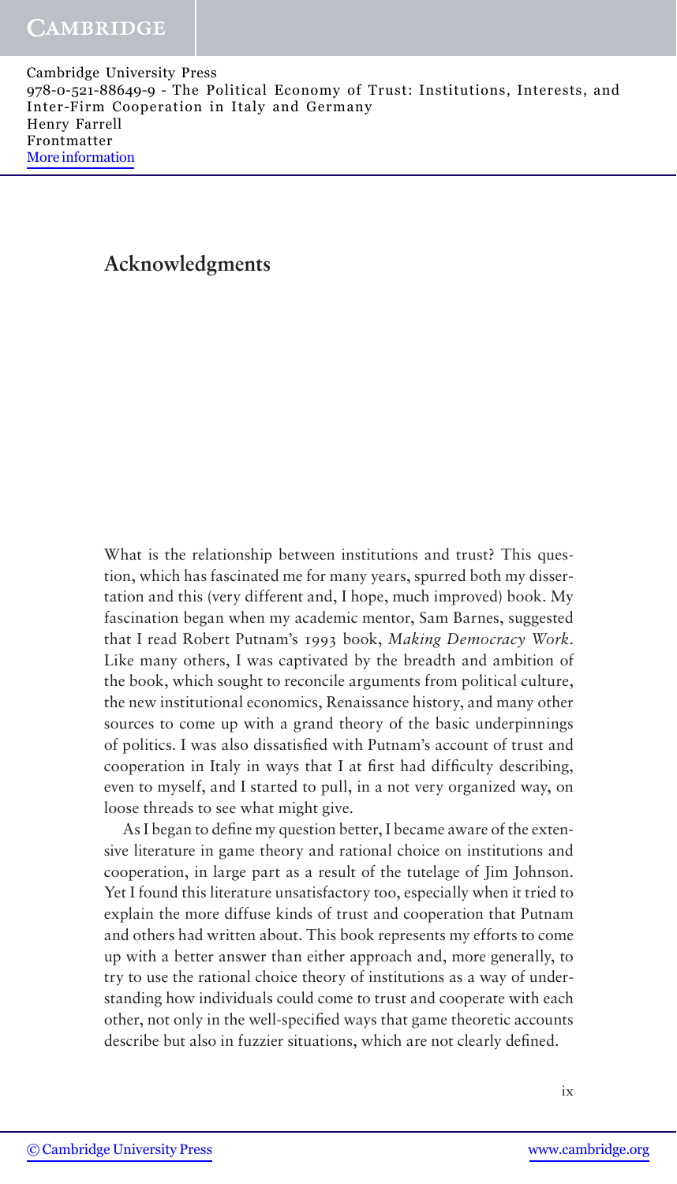# Acknowledgments

What is the relationship between institutions and trust? This question, which has fascinated me for many years, spurred both my dissertation and this (very different and, I hope, much improved) book. My fascination began when my academic mentor, Sam Barnes, suggested that I read Robert Putnam's 1993 book, *Making Democracy Work*. Like many others, I was captivated by the breadth and ambition of the book, which sought to reconcile arguments from political culture, the new institutional economics, Renaissance history, and many other sources to come up with a grand theory of the basic underpinnings of politics. I was also dissatisfied with Putnam's account of trust and cooperation in Italy in ways that I at first had difficulty describing, even to myself, and I started to pull, in a not very organized way, on loose threads to see what might give.

As I began to define my question better, I became aware of the extensive literature in game theory and rational choice on institutions and cooperation, in large part as a result of the tutelage of Jim Johnson. Yet I found this literature unsatisfactory too, especially when it tried to explain the more diffuse kinds of trust and cooperation that Putnam and others had written about. This book represents my efforts to come up with a better answer than either approach and, more generally, to try to use the rational choice theory of institutions as a way of understanding how individuals could come to trust and cooperate with each other, not only in the well-specified ways that game theoretic accounts describe but also in fuzzier situations, which are not clearly defined.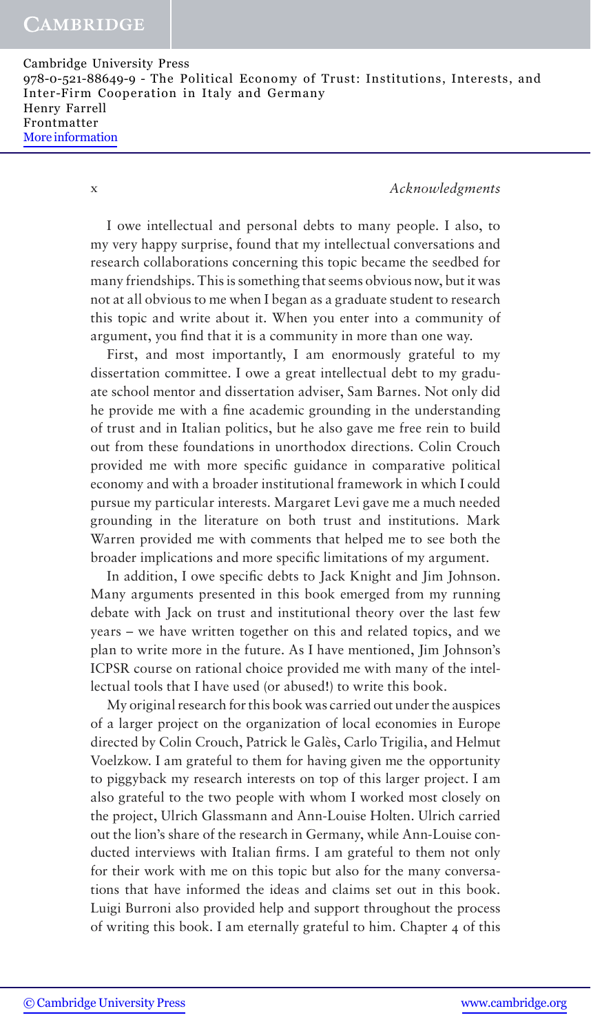I owe intellectual and personal debts to many people. I also, to my very happy surprise, found that my intellectual conversations and research collaborations concerning this topic became the seedbed for many friendships. This is something that seems obvious now, but it was not at all obvious to me when I began as a graduate student to research this topic and write about it. When you enter into a community of argument, you find that it is a community in more than one way.

First, and most importantly, I am enormously grateful to my dissertation committee. I owe a great intellectual debt to my graduate school mentor and dissertation adviser, Sam Barnes. Not only did he provide me with a fine academic grounding in the understanding of trust and in Italian politics, but he also gave me free rein to build out from these foundations in unorthodox directions. Colin Crouch provided me with more specific guidance in comparative political economy and with a broader institutional framework in which I could pursue my particular interests. Margaret Levi gave me a much needed grounding in the literature on both trust and institutions. Mark Warren provided me with comments that helped me to see both the broader implications and more specific limitations of my argument.

In addition, I owe specific debts to Jack Knight and Jim Johnson. Many arguments presented in this book emerged from my running debate with Jack on trust and institutional theory over the last few years – we have written together on this and related topics, and we plan to write more in the future. As I have mentioned, Jim Johnson's ICPSR course on rational choice provided me with many of the intellectual tools that I have used (or abused!) to write this book.

My original research for this book was carried out under the auspices of a larger project on the organization of local economies in Europe directed by Colin Crouch, Patrick le Galès, Carlo Trigilia, and Helmut Voelzkow. I am grateful to them for having given me the opportunity to piggyback my research interests on top of this larger project. I am also grateful to the two people with whom I worked most closely on the project, Ulrich Glassmann and Ann-Louise Holten. Ulrich carried out the lion's share of the research in Germany, while Ann-Louise conducted interviews with Italian firms. I am grateful to them not only for their work with me on this topic but also for the many conversations that have informed the ideas and claims set out in this book. Luigi Burroni also provided help and support throughout the process of writing this book. I am eternally grateful to him. Chapter 4 of this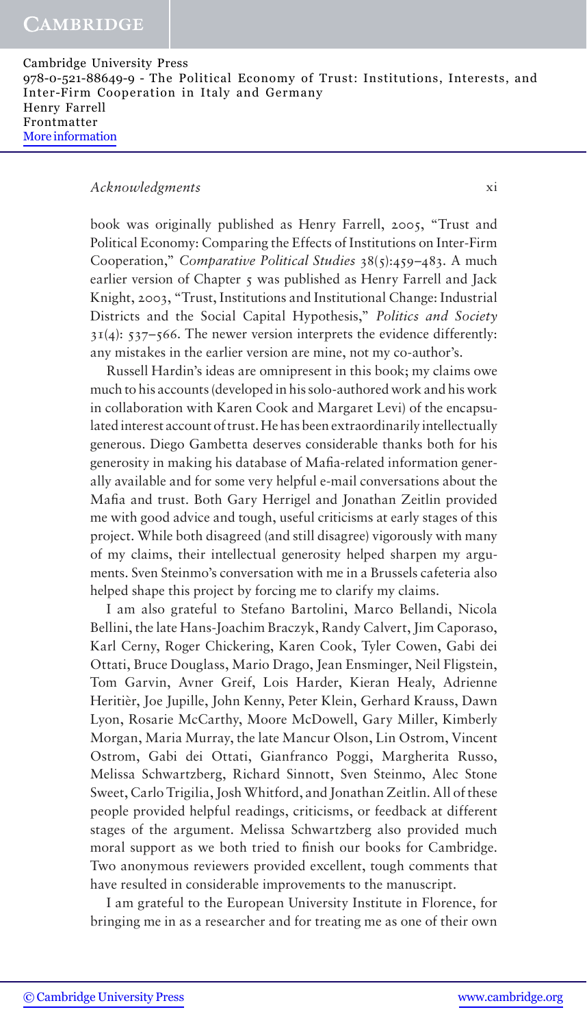book was originally published as Henry Farrell, 2005, "Trust and Political Economy: Comparing the Effects of Institutions on Inter-Firm Cooperation," *Comparative Political Studies* 38(5):459–483. A much earlier version of Chapter 5 was published as Henry Farrell and Jack Knight, 2003, "Trust, Institutions and Institutional Change: Industrial Districts and the Social Capital Hypothesis," *Politics and Society* 31(4): 537–566. The newer version interprets the evidence differently: any mistakes in the earlier version are mine, not my co-author's.

Russell Hardin's ideas are omnipresent in this book; my claims owe much to his accounts (developed in his solo-authored work and his work in collaboration with Karen Cook and Margaret Levi) of the encapsulated interest account of trust. He has been extraordinarily intellectually generous. Diego Gambetta deserves considerable thanks both for his generosity in making his database of Mafia-related information generally available and for some very helpful e-mail conversations about the Mafia and trust. Both Gary Herrigel and Jonathan Zeitlin provided me with good advice and tough, useful criticisms at early stages of this project. While both disagreed (and still disagree) vigorously with many of my claims, their intellectual generosity helped sharpen my arguments. Sven Steinmo's conversation with me in a Brussels cafeteria also helped shape this project by forcing me to clarify my claims.

I am also grateful to Stefano Bartolini, Marco Bellandi, Nicola Bellini, the late Hans-Joachim Braczyk, Randy Calvert, Jim Caporaso, Karl Cerny, Roger Chickering, Karen Cook, Tyler Cowen, Gabi dei Ottati, Bruce Douglass, Mario Drago, Jean Ensminger, Neil Fligstein, Tom Garvin, Avner Greif, Lois Harder, Kieran Healy, Adrienne Heritièr, Joe Jupille, John Kenny, Peter Klein, Gerhard Krauss, Dawn Lyon, Rosarie McCarthy, Moore McDowell, Gary Miller, Kimberly Morgan, Maria Murray, the late Mancur Olson, Lin Ostrom, Vincent Ostrom, Gabi dei Ottati, Gianfranco Poggi, Margherita Russo, Melissa Schwartzberg, Richard Sinnott, Sven Steinmo, Alec Stone Sweet, Carlo Trigilia, Josh Whitford, and Jonathan Zeitlin. All of these people provided helpful readings, criticisms, or feedback at different stages of the argument. Melissa Schwartzberg also provided much moral support as we both tried to finish our books for Cambridge. Two anonymous reviewers provided excellent, tough comments that have resulted in considerable improvements to the manuscript.

I am grateful to the European University Institute in Florence, for bringing me in as a researcher and for treating me as one of their own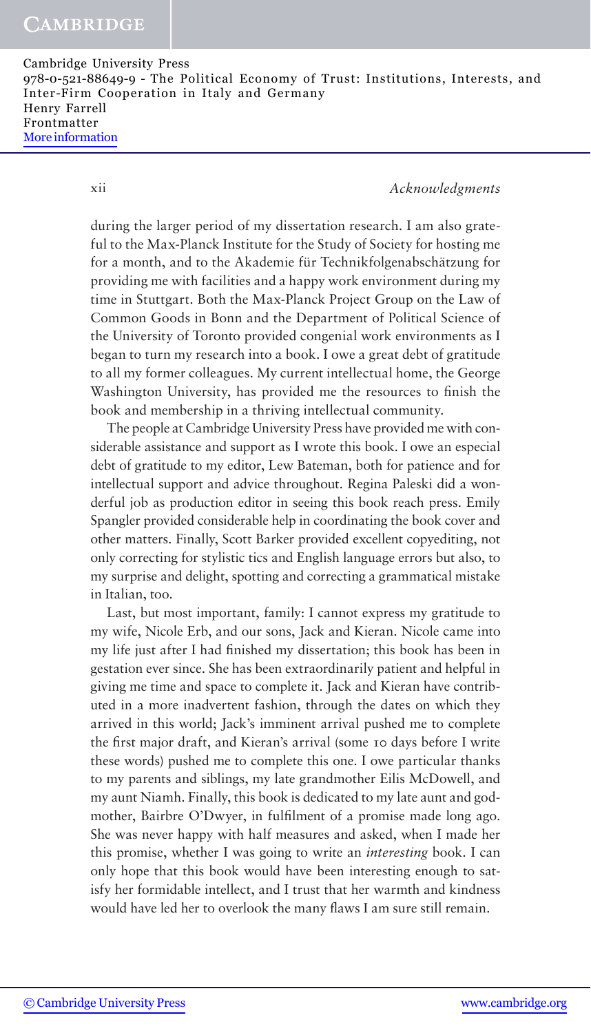during the larger period of my dissertation research. I am also grateful to the Max-Planck Institute for the Study of Society for hosting me for a month, and to the Akademie für Technikfolgenabschätzung for providing me with facilities and a happy work environment during my time in Stuttgart. Both the Max-Planck Project Group on the Law of Common Goods in Bonn and the Department of Political Science of the University of Toronto provided congenial work environments as I began to turn my research into a book. I owe a great debt of gratitude to all my former colleagues. My current intellectual home, the George Washington University, has provided me the resources to finish the book and membership in a thriving intellectual community.

The people at Cambridge University Press have provided me with considerable assistance and support as I wrote this book. I owe an especial debt of gratitude to my editor, Lew Bateman, both for patience and for intellectual support and advice throughout. Regina Paleski did a wonderful job as production editor in seeing this book reach press. Emily Spangler provided considerable help in coordinating the book cover and other matters. Finally, Scott Barker provided excellent copyediting, not only correcting for stylistic tics and English language errors but also, to my surprise and delight, spotting and correcting a grammatical mistake in Italian, too.

Last, but most important, family: I cannot express my gratitude to my wife, Nicole Erb, and our sons, Jack and Kieran. Nicole came into my life just after I had finished my dissertation; this book has been in gestation ever since. She has been extraordinarily patient and helpful in giving me time and space to complete it. Jack and Kieran have contributed in a more inadvertent fashion, through the dates on which they arrived in this world; Jack's imminent arrival pushed me to complete the first major draft, and Kieran's arrival (some 10 days before I write these words) pushed me to complete this one. I owe particular thanks to my parents and siblings, my late grandmother Eilis McDowell, and my aunt Niamh. Finally, this book is dedicated to my late aunt and godmother, Bairbre O'Dwyer, in fulfilment of a promise made long ago. She was never happy with half measures and asked, when I made her this promise, whether I was going to write an *interesting* book. I can only hope that this book would have been interesting enough to satisfy her formidable intellect, and I trust that her warmth and kindness would have led her to overlook the many flaws I am sure still remain.